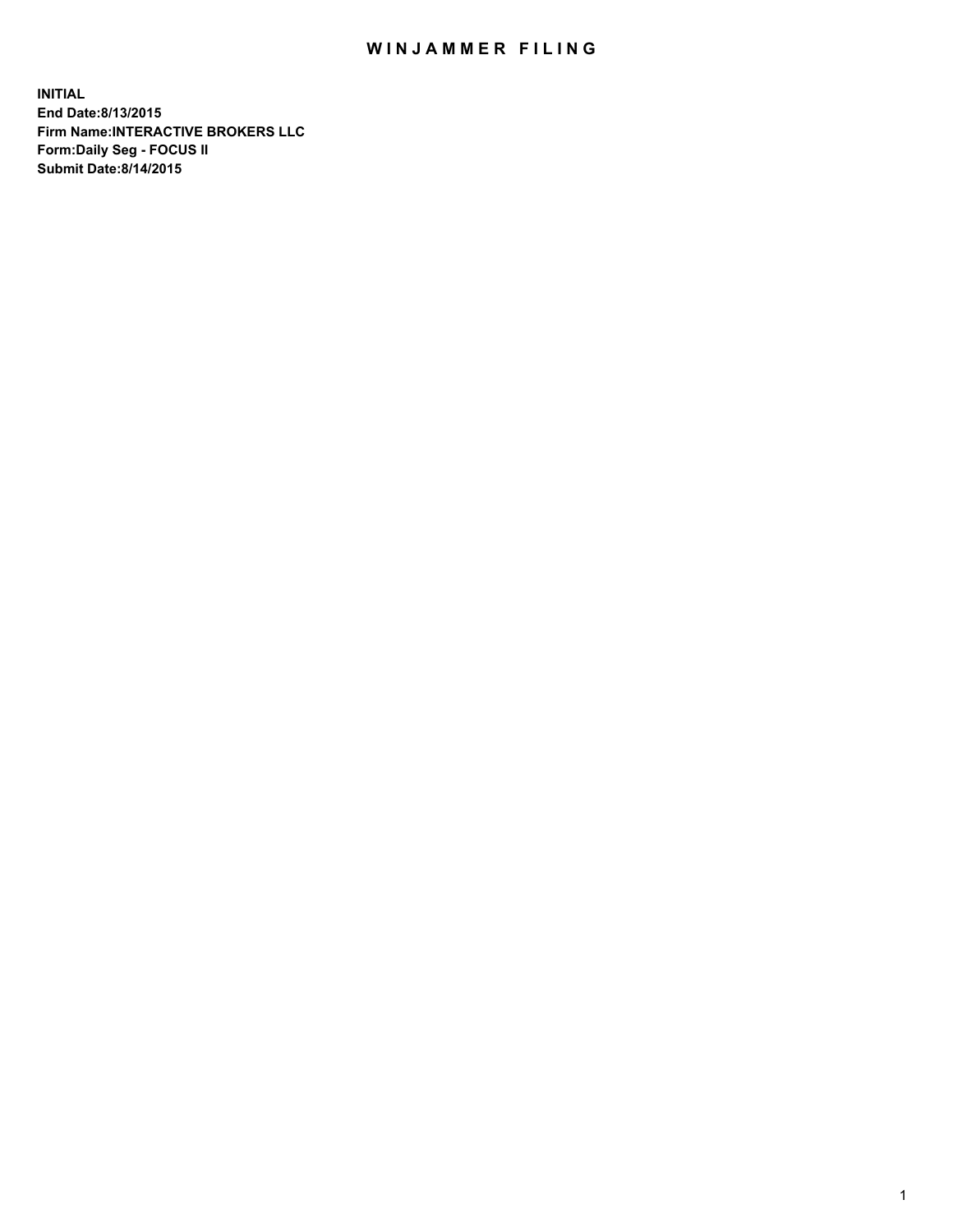# WINJAMMER FILING

**INITIAL**
**End Date:8/13/2015**
**Firm Name:INTERACTIVE BROKERS LLC**
**Form:Daily Seg - FOCUS II**
**Submit Date:8/14/2015**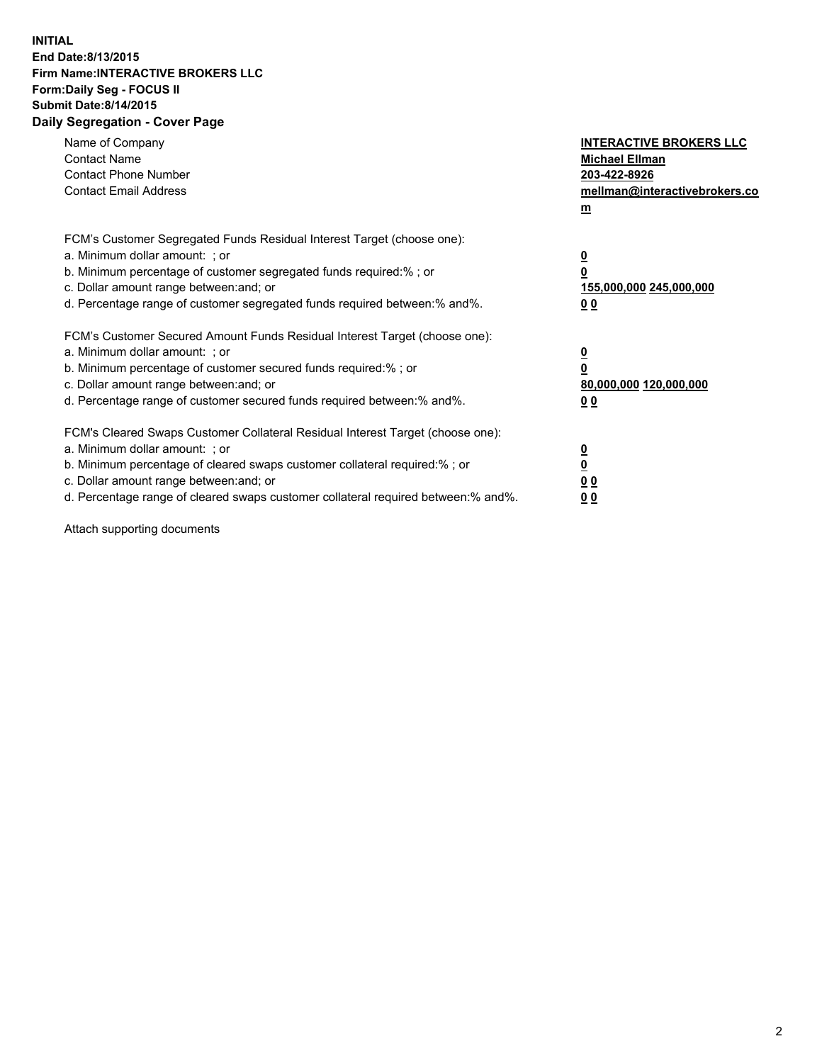**INITIAL**
**End Date:8/13/2015**
**Firm Name:INTERACTIVE BROKERS LLC**
**Form:Daily Seg - FOCUS II**
**Submit Date:8/14/2015**
**Daily Segregation - Cover Page**

| | |
|---|---|
| Name of Company | **INTERACTIVE BROKERS LLC** |
| Contact Name | **Michael Ellman** |
| Contact Phone Number | **203-422-8926** |
| Contact Email Address | **mellman@interactivebrokers.com** |

FCM's Customer Segregated Funds Residual Interest Target (choose one):

| | |
|---|---|
| a. Minimum dollar amount: ; or | **0** |
| b. Minimum percentage of customer segregated funds required:% ; or | **0** |
| c. Dollar amount range between:and; or | **155,000,000 245,000,000** |
| d. Percentage range of customer segregated funds required between:% and%. | **0 0** |

FCM's Customer Secured Amount Funds Residual Interest Target (choose one):

| | |
|---|---|
| a. Minimum dollar amount: ; or | **0** |
| b. Minimum percentage of customer secured funds required:% ; or | **0** |
| c. Dollar amount range between:and; or | **80,000,000 120,000,000** |
| d. Percentage range of customer secured funds required between:% and%. | **0 0** |

FCM's Cleared Swaps Customer Collateral Residual Interest Target (choose one):

| | |
|---|---|
| a. Minimum dollar amount: ; or | **0** |
| b. Minimum percentage of cleared swaps customer collateral required:% ; or | **0** |
| c. Dollar amount range between:and; or | **0 0** |
| d. Percentage range of cleared swaps customer collateral required between:% and%. | **0 0** |

Attach supporting documents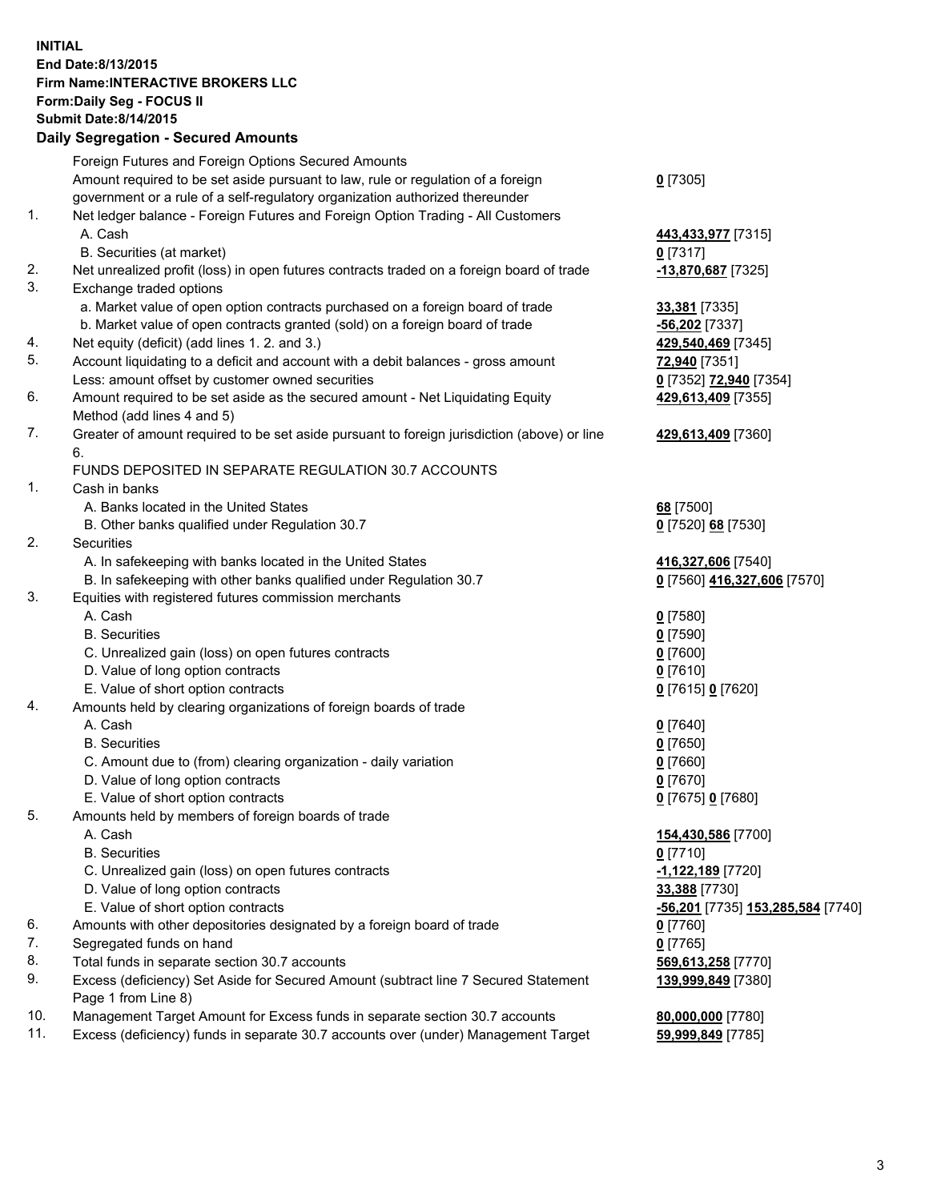**INITIAL**
**End Date:8/13/2015**
**Firm Name:INTERACTIVE BROKERS LLC**
**Form:Daily Seg - FOCUS II**
**Submit Date:8/14/2015**

**Daily Segregation - Secured Amounts**

| | | |
|---|---|---|
| | Foreign Futures and Foreign Options Secured Amounts | |
| | Amount required to be set aside pursuant to law, rule or regulation of a foreign government or a rule of a self-regulatory organization authorized thereunder | **0** [7305] |
| 1. | Net ledger balance - Foreign Futures and Foreign Option Trading - All Customers | |
| | A. Cash | **443,433,977** [7315] |
| | B. Securities (at market) | **0** [7317] |
| 2. | Net unrealized profit (loss) in open futures contracts traded on a foreign board of trade | **-13,870,687** [7325] |
| 3. | Exchange traded options | |
| | a. Market value of open option contracts purchased on a foreign board of trade | **33,381** [7335] |
| | b. Market value of open contracts granted (sold) on a foreign board of trade | **-56,202** [7337] |
| 4. | Net equity (deficit) (add lines 1. 2. and 3.) | **429,540,469** [7345] |
| 5. | Account liquidating to a deficit and account with a debit balances - gross amount | **72,940** [7351] |
| | Less: amount offset by customer owned securities | **0** [7352] **72,940** [7354] |
| 6. | Amount required to be set aside as the secured amount - Net Liquidating Equity Method (add lines 4 and 5) | **429,613,409** [7355] |
| 7. | Greater of amount required to be set aside pursuant to foreign jurisdiction (above) or line 6. | **429,613,409** [7360] |
| | FUNDS DEPOSITED IN SEPARATE REGULATION 30.7 ACCOUNTS | |
| 1. | Cash in banks | |
| | A. Banks located in the United States | **68** [7500] |
| | B. Other banks qualified under Regulation 30.7 | **0** [7520] **68** [7530] |
| 2. | Securities | |
| | A. In safekeeping with banks located in the United States | **416,327,606** [7540] |
| | B. In safekeeping with other banks qualified under Regulation 30.7 | **0** [7560] **416,327,606** [7570] |
| 3. | Equities with registered futures commission merchants | |
| | A. Cash | **0** [7580] |
| | B. Securities | **0** [7590] |
| | C. Unrealized gain (loss) on open futures contracts | **0** [7600] |
| | D. Value of long option contracts | **0** [7610] |
| | E. Value of short option contracts | **0** [7615] **0** [7620] |
| 4. | Amounts held by clearing organizations of foreign boards of trade | |
| | A. Cash | **0** [7640] |
| | B. Securities | **0** [7650] |
| | C. Amount due to (from) clearing organization - daily variation | **0** [7660] |
| | D. Value of long option contracts | **0** [7670] |
| | E. Value of short option contracts | **0** [7675] **0** [7680] |
| 5. | Amounts held by members of foreign boards of trade | |
| | A. Cash | **154,430,586** [7700] |
| | B. Securities | **0** [7710] |
| | C. Unrealized gain (loss) on open futures contracts | **-1,122,189** [7720] |
| | D. Value of long option contracts | **33,388** [7730] |
| | E. Value of short option contracts | **-56,201** [7735] **153,285,584** [7740] |
| 6. | Amounts with other depositories designated by a foreign board of trade | **0** [7760] |
| 7. | Segregated funds on hand | **0** [7765] |
| 8. | Total funds in separate section 30.7 accounts | **569,613,258** [7770] |
| 9. | Excess (deficiency) Set Aside for Secured Amount (subtract line 7 Secured Statement Page 1 from Line 8) | **139,999,849** [7380] |
| 10. | Management Target Amount for Excess funds in separate section 30.7 accounts | **80,000,000** [7780] |
| 11. | Excess (deficiency) funds in separate 30.7 accounts over (under) Management Target | **59,999,849** [7785] |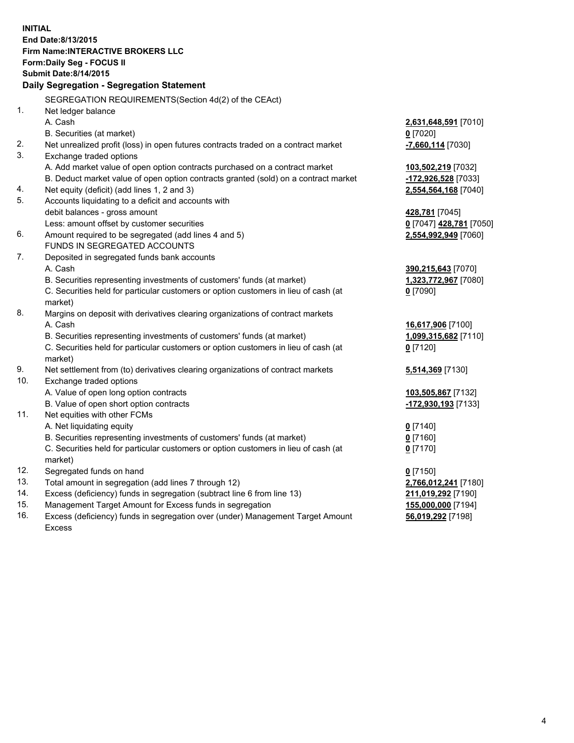**INITIAL**
**End Date:8/13/2015**
**Firm Name:INTERACTIVE BROKERS LLC**
**Form:Daily Seg - FOCUS II**
**Submit Date:8/14/2015**

**Daily Segregation - Segregation Statement**

SEGREGATION REQUIREMENTS(Section 4d(2) of the CEAct)

| | | |
|---|---|---|
| 1. | Net ledger balance | |
| | A. Cash | **2,631,648,591** [7010] |
| | B. Securities (at market) | **0** [7020] |
| 2. | Net unrealized profit (loss) in open futures contracts traded on a contract market | **-7,660,114** [7030] |
| 3. | Exchange traded options | |
| | A. Add market value of open option contracts purchased on a contract market | **103,502,219** [7032] |
| | B. Deduct market value of open option contracts granted (sold) on a contract market | **-172,926,528** [7033] |
| 4. | Net equity (deficit) (add lines 1, 2 and 3) | **2,554,564,168** [7040] |
| 5. | Accounts liquidating to a deficit and accounts with debit balances - gross amount | **428,781** [7045] |
| | Less: amount offset by customer securities | **0** [7047] **428,781** [7050] |
| 6. | Amount required to be segregated (add lines 4 and 5) | **2,554,992,949** [7060] |
| | FUNDS IN SEGREGATED ACCOUNTS | |
| 7. | Deposited in segregated funds bank accounts | |
| | A. Cash | **390,215,643** [7070] |
| | B. Securities representing investments of customers' funds (at market) | **1,323,772,967** [7080] |
| | C. Securities held for particular customers or option customers in lieu of cash (at market) | **0** [7090] |
| 8. | Margins on deposit with derivatives clearing organizations of contract markets | |
| | A. Cash | **16,617,906** [7100] |
| | B. Securities representing investments of customers' funds (at market) | **1,099,315,682** [7110] |
| | C. Securities held for particular customers or option customers in lieu of cash (at market) | **0** [7120] |
| 9. | Net settlement from (to) derivatives clearing organizations of contract markets | **5,514,369** [7130] |
| 10. | Exchange traded options | |
| | A. Value of open long option contracts | **103,505,867** [7132] |
| | B. Value of open short option contracts | **-172,930,193** [7133] |
| 11. | Net equities with other FCMs | |
| | A. Net liquidating equity | **0** [7140] |
| | B. Securities representing investments of customers' funds (at market) | **0** [7160] |
| | C. Securities held for particular customers or option customers in lieu of cash (at market) | **0** [7170] |
| 12. | Segregated funds on hand | **0** [7150] |
| 13. | Total amount in segregation (add lines 7 through 12) | **2,766,012,241** [7180] |
| 14. | Excess (deficiency) funds in segregation (subtract line 6 from line 13) | **211,019,292** [7190] |
| 15. | Management Target Amount for Excess funds in segregation | **155,000,000** [7194] |
| 16. | Excess (deficiency) funds in segregation over (under) Management Target Amount Excess | **56,019,292** [7198] |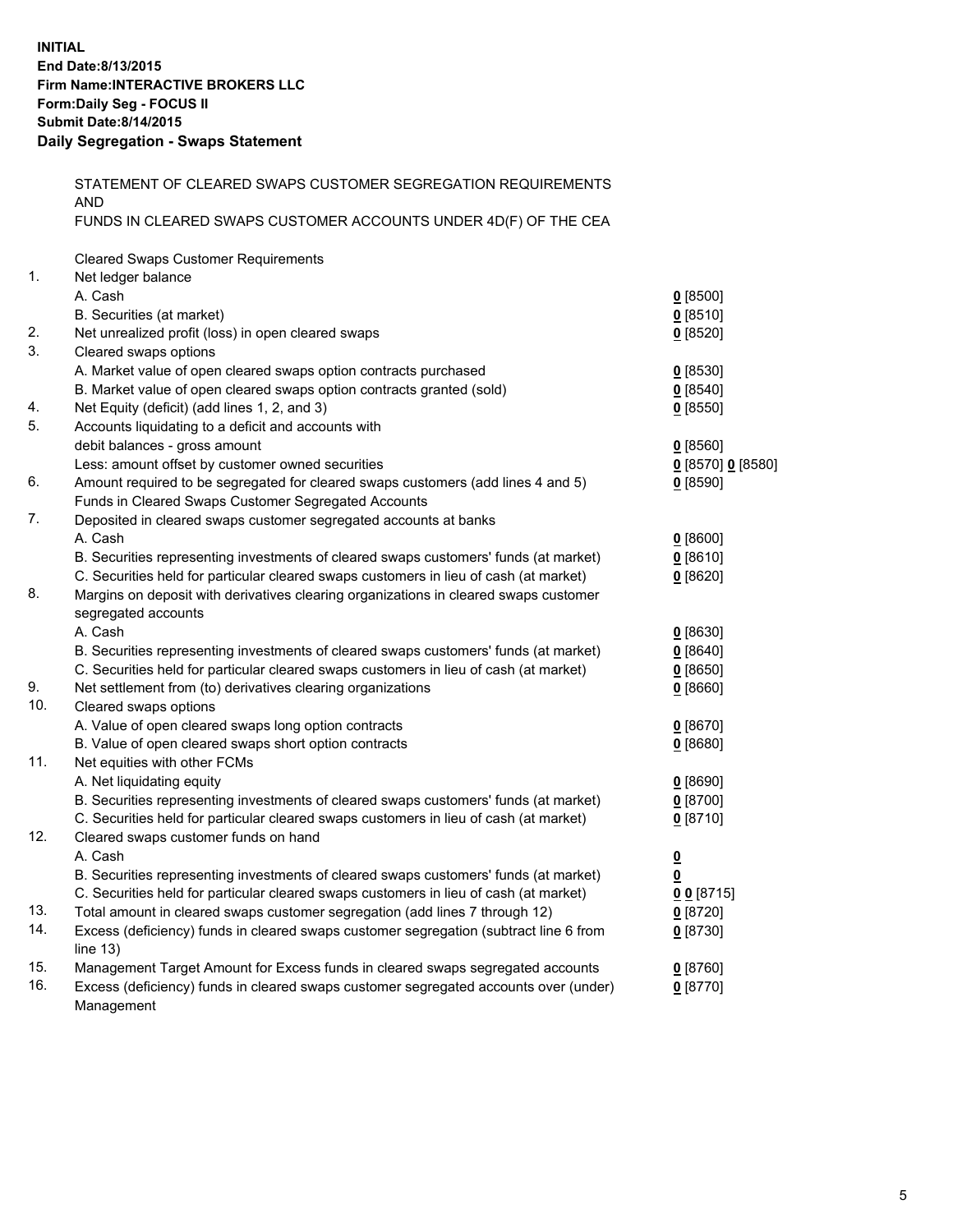**INITIAL**
**End Date:8/13/2015**
**Firm Name:INTERACTIVE BROKERS LLC**
**Form:Daily Seg - FOCUS II**
**Submit Date:8/14/2015**
**Daily Segregation - Swaps Statement**

STATEMENT OF CLEARED SWAPS CUSTOMER SEGREGATION REQUIREMENTS
AND
FUNDS IN CLEARED SWAPS CUSTOMER ACCOUNTS UNDER 4D(F) OF THE CEA

| | | |
|---|---|---|
| | Cleared Swaps Customer Requirements | |
| 1. | Net ledger balance | |
| | A. Cash | 0 [8500] |
| | B. Securities (at market) | 0 [8510] |
| 2. | Net unrealized profit (loss) in open cleared swaps | 0 [8520] |
| 3. | Cleared swaps options | |
| | A. Market value of open cleared swaps option contracts purchased | 0 [8530] |
| | B. Market value of open cleared swaps option contracts granted (sold) | 0 [8540] |
| 4. | Net Equity (deficit) (add lines 1, 2, and 3) | 0 [8550] |
| 5. | Accounts liquidating to a deficit and accounts with | |
| | debit balances - gross amount | 0 [8560] |
| | Less: amount offset by customer owned securities | 0 [8570] 0 [8580] |
| 6. | Amount required to be segregated for cleared swaps customers (add lines 4 and 5) | 0 [8590] |
| | Funds in Cleared Swaps Customer Segregated Accounts | |
| 7. | Deposited in cleared swaps customer segregated accounts at banks | |
| | A. Cash | 0 [8600] |
| | B. Securities representing investments of cleared swaps customers' funds (at market) | 0 [8610] |
| | C. Securities held for particular cleared swaps customers in lieu of cash (at market) | 0 [8620] |
| 8. | Margins on deposit with derivatives clearing organizations in cleared swaps customer segregated accounts | |
| | A. Cash | 0 [8630] |
| | B. Securities representing investments of cleared swaps customers' funds (at market) | 0 [8640] |
| | C. Securities held for particular cleared swaps customers in lieu of cash (at market) | 0 [8650] |
| 9. | Net settlement from (to) derivatives clearing organizations | 0 [8660] |
| 10. | Cleared swaps options | |
| | A. Value of open cleared swaps long option contracts | 0 [8670] |
| | B. Value of open cleared swaps short option contracts | 0 [8680] |
| 11. | Net equities with other FCMs | |
| | A. Net liquidating equity | 0 [8690] |
| | B. Securities representing investments of cleared swaps customers' funds (at market) | 0 [8700] |
| | C. Securities held for particular cleared swaps customers in lieu of cash (at market) | 0 [8710] |
| 12. | Cleared swaps customer funds on hand | |
| | A. Cash | 0 |
| | B. Securities representing investments of cleared swaps customers' funds (at market) | 0 |
| | C. Securities held for particular cleared swaps customers in lieu of cash (at market) | 0 0 [8715] |
| 13. | Total amount in cleared swaps customer segregation (add lines 7 through 12) | 0 [8720] |
| 14. | Excess (deficiency) funds in cleared swaps customer segregation (subtract line 6 from line 13) | 0 [8730] |
| 15. | Management Target Amount for Excess funds in cleared swaps segregated accounts | 0 [8760] |
| 16. | Excess (deficiency) funds in cleared swaps customer segregated accounts over (under) Management | 0 [8770] |